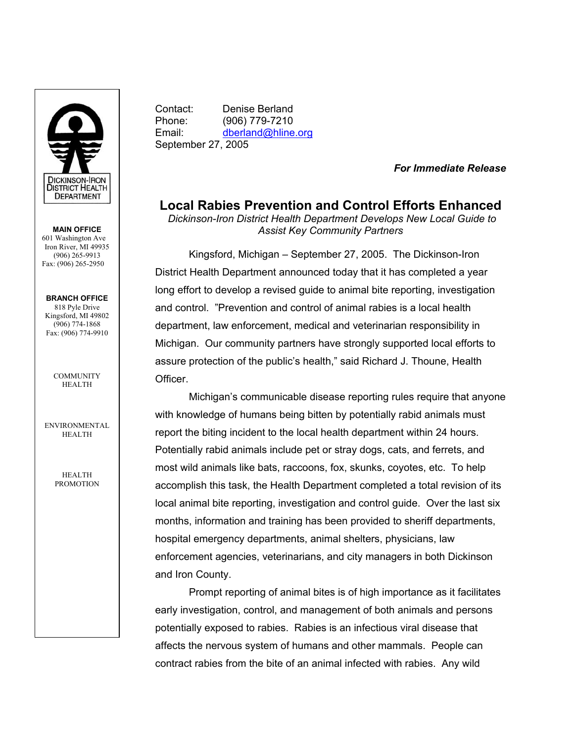DICKINSON-IRON DISTRICT HEALTH DEPARTMENT

**MAIN OFFICE**
601 Washington Ave
Iron River, MI 49935
(906) 265-9913
Fax: (906) 265-2950

**BRANCH OFFICE**
818 Pyle Drive
Kingsford, MI 49802
(906) 774-1868
Fax: (906) 774-9910

COMMUNITY HEALTH

ENVIRONMENTAL HEALTH

HEALTH PROMOTION

Contact: Denise Berland
Phone: (906) 779-7210
Email: dberland@hline.org
September 27, 2005

***For Immediate Release***

# Local Rabies Prevention and Control Efforts Enhanced

*Dickinson-Iron District Health Department Develops New Local Guide to Assist Key Community Partners*

Kingsford, Michigan – September 27, 2005. The Dickinson-Iron District Health Department announced today that it has completed a year long effort to develop a revised guide to animal bite reporting, investigation and control. "Prevention and control of animal rabies is a local health department, law enforcement, medical and veterinarian responsibility in Michigan. Our community partners have strongly supported local efforts to assure protection of the public's health," said Richard J. Thoune, Health Officer.

Michigan's communicable disease reporting rules require that anyone with knowledge of humans being bitten by potentially rabid animals must report the biting incident to the local health department within 24 hours. Potentially rabid animals include pet or stray dogs, cats, and ferrets, and most wild animals like bats, raccoons, fox, skunks, coyotes, etc. To help accomplish this task, the Health Department completed a total revision of its local animal bite reporting, investigation and control guide. Over the last six months, information and training has been provided to sheriff departments, hospital emergency departments, animal shelters, physicians, law enforcement agencies, veterinarians, and city managers in both Dickinson and Iron County.

Prompt reporting of animal bites is of high importance as it facilitates early investigation, control, and management of both animals and persons potentially exposed to rabies. Rabies is an infectious viral disease that affects the nervous system of humans and other mammals. People can contract rabies from the bite of an animal infected with rabies. Any wild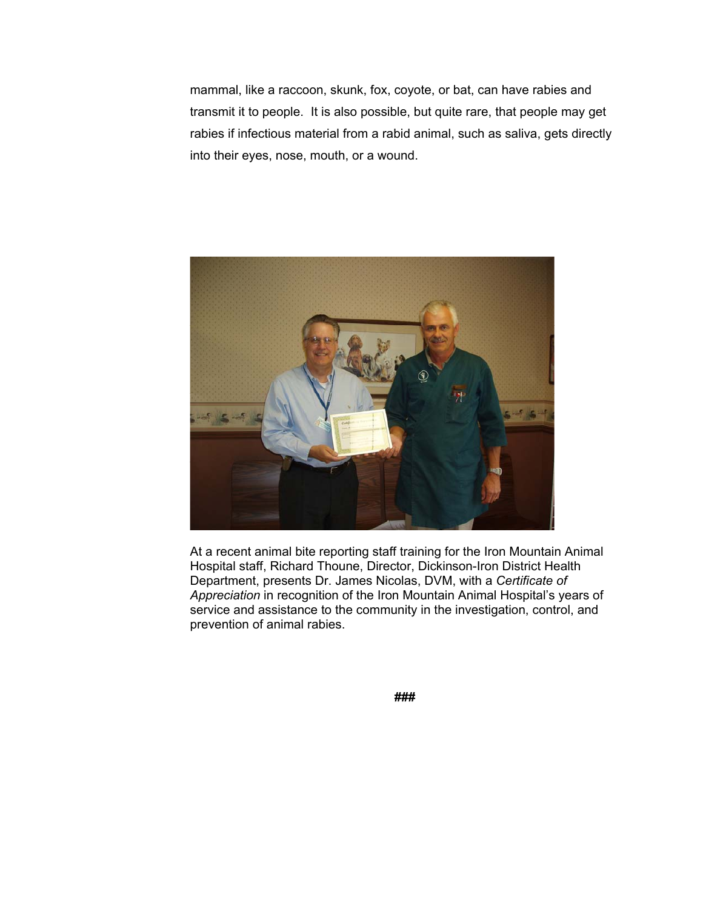mammal, like a raccoon, skunk, fox, coyote, or bat, can have rabies and transmit it to people. It is also possible, but quite rare, that people may get rabies if infectious material from a rabid animal, such as saliva, gets directly into their eyes, nose, mouth, or a wound.

At a recent animal bite reporting staff training for the Iron Mountain Animal Hospital staff, Richard Thoune, Director, Dickinson-Iron District Health Department, presents Dr. James Nicolas, DVM, with a *Certificate of Appreciation* in recognition of the Iron Mountain Animal Hospital's years of service and assistance to the community in the investigation, control, and prevention of animal rabies.

**###**